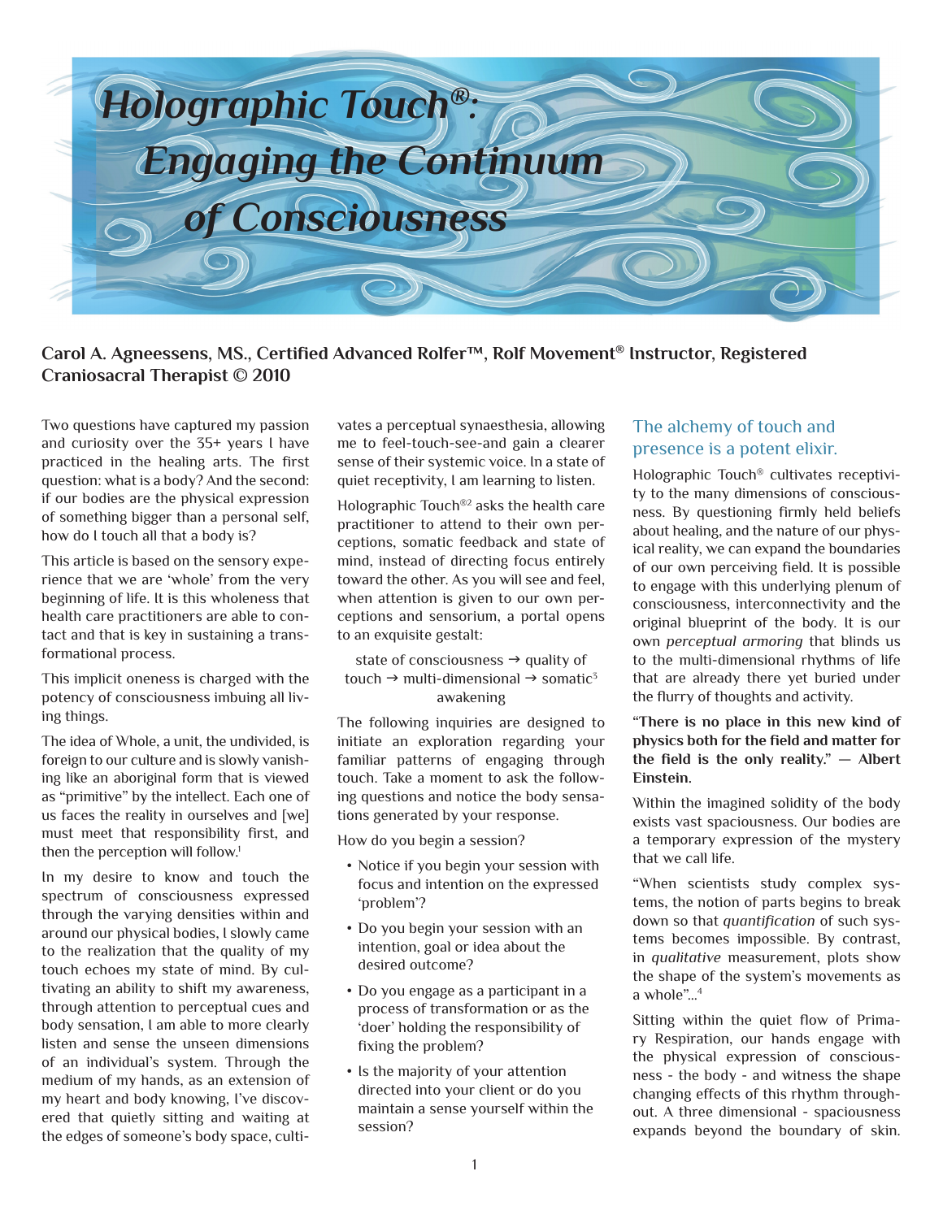# Holographic Touch®: Engaging the Continuum of Consciousness

**Carol A. Agneessens, MS., Certified Advanced Rolfer™, Rolf Movement® Instructor, Registered Craniosacral Therapist © 2010**

Two questions have captured my passion and curiosity over the 35+ years I have practiced in the healing arts. The first question: what is a body? And the second: if our bodies are the physical expression of something bigger than a personal self, how do I touch all that a body is?

This article is based on the sensory experience that we are 'whole' from the very beginning of life. It is this wholeness that health care practitioners are able to contact and that is key in sustaining a transformational process.

This implicit oneness is charged with the potency of consciousness imbuing all living things.

The idea of Whole, a unit, the undivided, is foreign to our culture and is slowly vanishing like an aboriginal form that is viewed as "primitive" by the intellect. Each one of us faces the reality in ourselves and [we] must meet that responsibility first, and then the perception will follow.[1]

In my desire to know and touch the spectrum of consciousness expressed through the varying densities within and around our physical bodies, I slowly came to the realization that the quality of my touch echoes my state of mind. By cultivating an ability to shift my awareness, through attention to perceptual cues and body sensation, I am able to more clearly listen and sense the unseen dimensions of an individual's system. Through the medium of my hands, as an extension of my heart and body knowing, I've discovered that quietly sitting and waiting at the edges of someone's body space, cultivates a perceptual synaesthesia, allowing me to feel-touch-see-and gain a clearer sense of their systemic voice. In a state of quiet receptivity, I am learning to listen.

Holographic Touch®[2] asks the health care practitioner to attend to their own perceptions, somatic feedback and state of mind, instead of directing focus entirely toward the other. As you will see and feel, when attention is given to our own perceptions and sensorium, a portal opens to an exquisite gestalt:

state of consciousness → quality of touch → multi-dimensional → somatic[3] awakening

The following inquiries are designed to initiate an exploration regarding your familiar patterns of engaging through touch. Take a moment to ask the following questions and notice the body sensations generated by your response.

How do you begin a session?

- Notice if you begin your session with focus and intention on the expressed 'problem'?
- Do you begin your session with an intention, goal or idea about the desired outcome?
- Do you engage as a participant in a process of transformation or as the 'doer' holding the responsibility of fixing the problem?
- Is the majority of your attention directed into your client or do you maintain a sense yourself within the session?

## The alchemy of touch and presence is a potent elixir.

Holographic Touch® cultivates receptivity to the many dimensions of consciousness. By questioning firmly held beliefs about healing, and the nature of our physical reality, we can expand the boundaries of our own perceiving field. It is possible to engage with this underlying plenum of consciousness, interconnectivity and the original blueprint of the body. It is our own *perceptual armoring* that blinds us to the multi-dimensional rhythms of life that are already there yet buried under the flurry of thoughts and activity.

**"There is no place in this new kind of physics both for the field and matter for the field is the only reality." — Albert Einstein.**

Within the imagined solidity of the body exists vast spaciousness. Our bodies are a temporary expression of the mystery that we call life.

"When scientists study complex systems, the notion of parts begins to break down so that *quantification* of such systems becomes impossible. By contrast, in *qualitative* measurement, plots show the shape of the system's movements as a whole"...[4]

Sitting within the quiet flow of Primary Respiration, our hands engage with the physical expression of consciousness - the body - and witness the shape changing effects of this rhythm throughout. A three dimensional - spaciousness expands beyond the boundary of skin.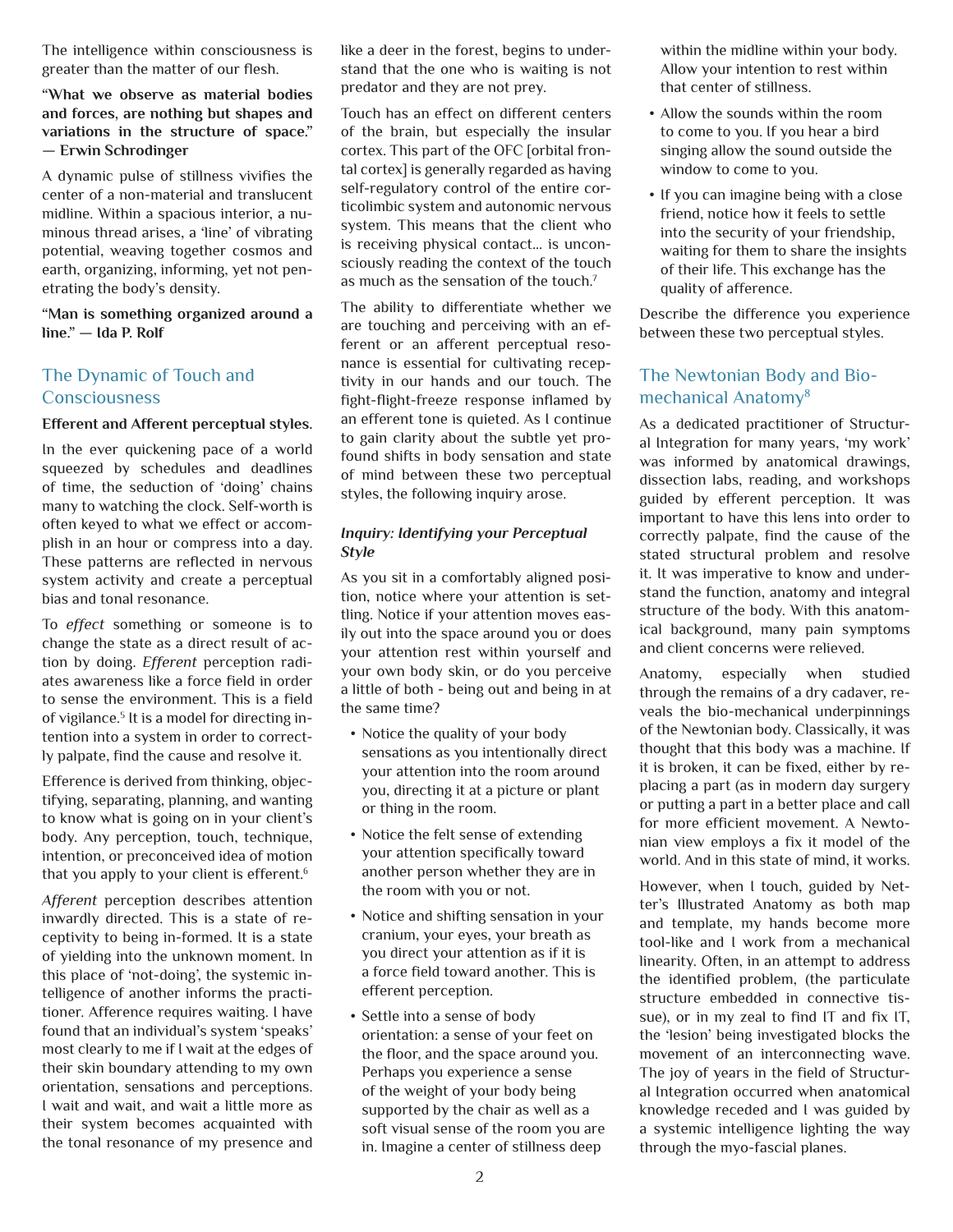The intelligence within consciousness is greater than the matter of our flesh.

**"What we observe as material bodies and forces, are nothing but shapes and variations in the structure of space." — Erwin Schrodinger**

A dynamic pulse of stillness vivifies the center of a non-material and translucent midline. Within a spacious interior, a numinous thread arises, a 'line' of vibrating potential, weaving together cosmos and earth, organizing, informing, yet not penetrating the body's density.

**"Man is something organized around a line." — Ida P. Rolf**

## The Dynamic of Touch and Consciousness

**Efferent and Afferent perceptual styles.**

In the ever quickening pace of a world squeezed by schedules and deadlines of time, the seduction of 'doing' chains many to watching the clock. Self-worth is often keyed to what we effect or accomplish in an hour or compress into a day. These patterns are reflected in nervous system activity and create a perceptual bias and tonal resonance.

To *effect* something or someone is to change the state as a direct result of action by doing. *Efferent* perception radiates awareness like a force field in order to sense the environment. This is a field of vigilance.[5] It is a model for directing intention into a system in order to correctly palpate, find the cause and resolve it.

Efference is derived from thinking, objectifying, separating, planning, and wanting to know what is going on in your client's body. Any perception, touch, technique, intention, or preconceived idea of motion that you apply to your client is efferent.[6]

*Afferent* perception describes attention inwardly directed. This is a state of receptivity to being in-formed. It is a state of yielding into the unknown moment. In this place of 'not-doing', the systemic intelligence of another informs the practitioner. Afference requires waiting. I have found that an individual's system 'speaks' most clearly to me if I wait at the edges of their skin boundary attending to my own orientation, sensations and perceptions. I wait and wait, and wait a little more as their system becomes acquainted with the tonal resonance of my presence and like a deer in the forest, begins to understand that the one who is waiting is not predator and they are not prey.

Touch has an effect on different centers of the brain, but especially the insular cortex. This part of the OFC [orbital frontal cortex] is generally regarded as having self-regulatory control of the entire corticolimbic system and autonomic nervous system. This means that the client who is receiving physical contact… is unconsciously reading the context of the touch as much as the sensation of the touch.[7]

The ability to differentiate whether we are touching and perceiving with an efferent or an afferent perceptual resonance is essential for cultivating receptivity in our hands and our touch. The fight-flight-freeze response inflamed by an efferent tone is quieted. As I continue to gain clarity about the subtle yet profound shifts in body sensation and state of mind between these two perceptual styles, the following inquiry arose.

### *Inquiry: Identifying your Perceptual Style*

As you sit in a comfortably aligned position, notice where your attention is settling. Notice if your attention moves easily out into the space around you or does your attention rest within yourself and your own body skin, or do you perceive a little of both - being out and being in at the same time?

- Notice the quality of your body sensations as you intentionally direct your attention into the room around you, directing it at a picture or plant or thing in the room.
- Notice the felt sense of extending your attention specifically toward another person whether they are in the room with you or not.
- Notice and shifting sensation in your cranium, your eyes, your breath as you direct your attention as if it is a force field toward another. This is efferent perception.
- Settle into a sense of body orientation: a sense of your feet on the floor, and the space around you. Perhaps you experience a sense of the weight of your body being supported by the chair as well as a soft visual sense of the room you are in. Imagine a center of stillness deep within the midline within your body. Allow your intention to rest within that center of stillness.
- Allow the sounds within the room to come to you. If you hear a bird singing allow the sound outside the window to come to you.
- If you can imagine being with a close friend, notice how it feels to settle into the security of your friendship, waiting for them to share the insights of their life. This exchange has the quality of afference.

Describe the difference you experience between these two perceptual styles.

## The Newtonian Body and Biomechanical Anatomy[8]

As a dedicated practitioner of Structural Integration for many years, 'my work' was informed by anatomical drawings, dissection labs, reading, and workshops guided by efferent perception. It was important to have this lens into order to correctly palpate, find the cause of the stated structural problem and resolve it. It was imperative to know and understand the function, anatomy and integral structure of the body. With this anatomical background, many pain symptoms and client concerns were relieved.

Anatomy, especially when studied through the remains of a dry cadaver, reveals the bio-mechanical underpinnings of the Newtonian body. Classically, it was thought that this body was a machine. If it is broken, it can be fixed, either by replacing a part (as in modern day surgery or putting a part in a better place and call for more efficient movement. A Newtonian view employs a fix it model of the world. And in this state of mind, it works.

However, when I touch, guided by Netter's Illustrated Anatomy as both map and template, my hands become more tool-like and I work from a mechanical linearity. Often, in an attempt to address the identified problem, (the particulate structure embedded in connective tissue), or in my zeal to find IT and fix IT, the 'lesion' being investigated blocks the movement of an interconnecting wave. The joy of years in the field of Structural Integration occurred when anatomical knowledge receded and I was guided by a systemic intelligence lighting the way through the myo-fascial planes.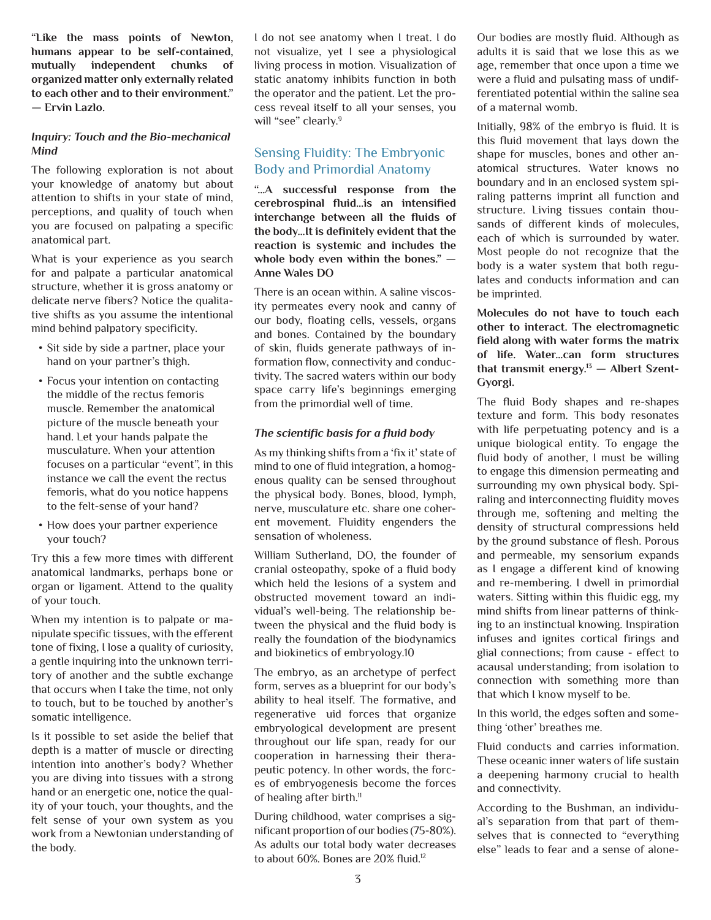**"Like the mass points of Newton, humans appear to be self-contained, mutually independent chunks of organized matter only externally related to each other and to their environment." — Ervin Lazlo.**

***Inquiry: Touch and the Bio-mechanical Mind***

The following exploration is not about your knowledge of anatomy but about attention to shifts in your state of mind, perceptions, and quality of touch when you are focused on palpating a specific anatomical part.

What is your experience as you search for and palpate a particular anatomical structure, whether it is gross anatomy or delicate nerve fibers? Notice the qualitative shifts as you assume the intentional mind behind palpatory specificity.

- Sit side by side a partner, place your hand on your partner's thigh.
- Focus your intention on contacting the middle of the rectus femoris muscle. Remember the anatomical picture of the muscle beneath your hand. Let your hands palpate the musculature. When your attention focuses on a particular "event", in this instance we call the event the rectus femoris, what do you notice happens to the felt-sense of your hand?
- How does your partner experience your touch?

Try this a few more times with different anatomical landmarks, perhaps bone or organ or ligament. Attend to the quality of your touch.

When my intention is to palpate or manipulate specific tissues, with the efferent tone of fixing, I lose a quality of curiosity, a gentle inquiring into the unknown territory of another and the subtle exchange that occurs when I take the time, not only to touch, but to be touched by another's somatic intelligence.

Is it possible to set aside the belief that depth is a matter of muscle or directing intention into another's body? Whether you are diving into tissues with a strong hand or an energetic one, notice the quality of your touch, your thoughts, and the felt sense of your own system as you work from a Newtonian understanding of the body.

I do not see anatomy when I treat. I do not visualize, yet I see a physiological living process in motion. Visualization of static anatomy inhibits function in both the operator and the patient. Let the process reveal itself to all your senses, you will "see" clearly.[9]

## Sensing Fluidity: The Embryonic Body and Primordial Anatomy

**"...A successful response from the cerebrospinal fluid...is an intensified interchange between all the fluids of the body...It is definitely evident that the reaction is systemic and includes the whole body even within the bones." — Anne Wales DO**

There is an ocean within. A saline viscosity permeates every nook and canny of our body, floating cells, vessels, organs and bones. Contained by the boundary of skin, fluids generate pathways of information flow, connectivity and conductivity. The sacred waters within our body space carry life's beginnings emerging from the primordial well of time.

***The scientific basis for a fluid body***

As my thinking shifts from a 'fix it' state of mind to one of fluid integration, a homogenous quality can be sensed throughout the physical body. Bones, blood, lymph, nerve, musculature etc. share one coherent movement. Fluidity engenders the sensation of wholeness.

William Sutherland, DO, the founder of cranial osteopathy, spoke of a fluid body which held the lesions of a system and obstructed movement toward an individual's well-being. The relationship between the physical and the fluid body is really the foundation of the biodynamics and biokinetics of embryology.10

The embryo, as an archetype of perfect form, serves as a blueprint for our body's ability to heal itself. The formative, and regenerative uid forces that organize embryological development are present throughout our life span, ready for our cooperation in harnessing their therapeutic potency. In other words, the forces of embryogenesis become the forces of healing after birth.[11]

During childhood, water comprises a significant proportion of our bodies (75-80%). As adults our total body water decreases to about 60%. Bones are 20% fluid.[12]

Our bodies are mostly fluid. Although as adults it is said that we lose this as we age, remember that once upon a time we were a fluid and pulsating mass of undifferentiated potential within the saline sea of a maternal womb.

Initially, 98% of the embryo is fluid. It is this fluid movement that lays down the shape for muscles, bones and other anatomical structures. Water knows no boundary and in an enclosed system spiraling patterns imprint all function and structure. Living tissues contain thousands of different kinds of molecules, each of which is surrounded by water. Most people do not recognize that the body is a water system that both regulates and conducts information and can be imprinted.

**Molecules do not have to touch each other to interact. The electromagnetic field along with water forms the matrix of life. Water...can form structures that transmit energy.[13] — Albert Szent-Gyorgi.**

The fluid Body shapes and re-shapes texture and form. This body resonates with life perpetuating potency and is a unique biological entity. To engage the fluid body of another, I must be willing to engage this dimension permeating and surrounding my own physical body. Spiraling and interconnecting fluidity moves through me, softening and melting the density of structural compressions held by the ground substance of flesh. Porous and permeable, my sensorium expands as I engage a different kind of knowing and re-membering. I dwell in primordial waters. Sitting within this fluidic egg, my mind shifts from linear patterns of thinking to an instinctual knowing. Inspiration infuses and ignites cortical firings and glial connections; from cause - effect to acausal understanding; from isolation to connection with something more than that which I know myself to be.

In this world, the edges soften and something 'other' breathes me.

Fluid conducts and carries information. These oceanic inner waters of life sustain a deepening harmony crucial to health and connectivity.

According to the Bushman, an individual's separation from that part of themselves that is connected to "everything else" leads to fear and a sense of alone-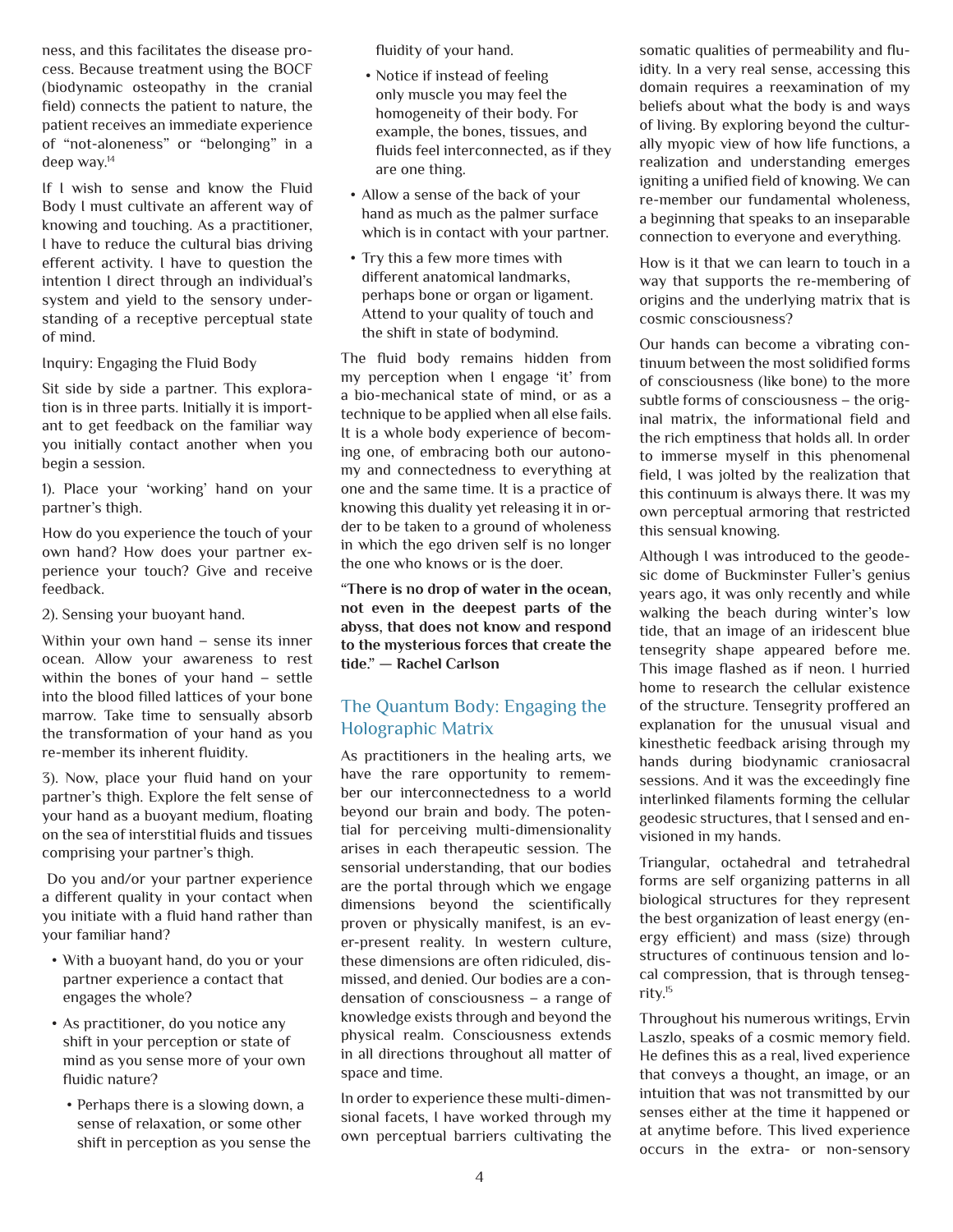ness, and this facilitates the disease process. Because treatment using the BOCF (biodynamic osteopathy in the cranial field) connects the patient to nature, the patient receives an immediate experience of "not-aloneness" or "belonging" in a deep way.[14]

If I wish to sense and know the Fluid Body I must cultivate an afferent way of knowing and touching. As a practitioner, I have to reduce the cultural bias driving efferent activity. I have to question the intention I direct through an individual's system and yield to the sensory understanding of a receptive perceptual state of mind.

Inquiry: Engaging the Fluid Body

Sit side by side a partner. This exploration is in three parts. Initially it is important to get feedback on the familiar way you initially contact another when you begin a session.

1). Place your 'working' hand on your partner's thigh.

How do you experience the touch of your own hand? How does your partner experience your touch? Give and receive feedback.

2). Sensing your buoyant hand.

Within your own hand – sense its inner ocean. Allow your awareness to rest within the bones of your hand – settle into the blood filled lattices of your bone marrow. Take time to sensually absorb the transformation of your hand as you re-member its inherent fluidity.

3). Now, place your fluid hand on your partner's thigh. Explore the felt sense of your hand as a buoyant medium, floating on the sea of interstitial fluids and tissues comprising your partner's thigh.

Do you and/or your partner experience a different quality in your contact when you initiate with a fluid hand rather than your familiar hand?

- With a buoyant hand, do you or your partner experience a contact that engages the whole?
- As practitioner, do you notice any shift in your perception or state of mind as you sense more of your own fluidic nature?
  - Perhaps there is a slowing down, a sense of relaxation, or some other shift in perception as you sense the fluidity of your hand.
  - Notice if instead of feeling only muscle you may feel the homogeneity of their body. For example, the bones, tissues, and fluids feel interconnected, as if they are one thing.
- Allow a sense of the back of your hand as much as the palmer surface which is in contact with your partner.
- Try this a few more times with different anatomical landmarks, perhaps bone or organ or ligament. Attend to your quality of touch and the shift in state of bodymind.

The fluid body remains hidden from my perception when I engage 'it' from a bio-mechanical state of mind, or as a technique to be applied when all else fails. It is a whole body experience of becoming one, of embracing both our autonomy and connectedness to everything at one and the same time. It is a practice of knowing this duality yet releasing it in order to be taken to a ground of wholeness in which the ego driven self is no longer the one who knows or is the doer.

**"There is no drop of water in the ocean, not even in the deepest parts of the abyss, that does not know and respond to the mysterious forces that create the tide." — Rachel Carlson**

## The Quantum Body: Engaging the Holographic Matrix

As practitioners in the healing arts, we have the rare opportunity to remember our interconnectedness to a world beyond our brain and body. The potential for perceiving multi-dimensionality arises in each therapeutic session. The sensorial understanding, that our bodies are the portal through which we engage dimensions beyond the scientifically proven or physically manifest, is an ever-present reality. In western culture, these dimensions are often ridiculed, dismissed, and denied. Our bodies are a condensation of consciousness – a range of knowledge exists through and beyond the physical realm. Consciousness extends in all directions throughout all matter of space and time.

In order to experience these multi-dimensional facets, I have worked through my own perceptual barriers cultivating the somatic qualities of permeability and fluidity. In a very real sense, accessing this domain requires a reexamination of my beliefs about what the body is and ways of living. By exploring beyond the culturally myopic view of how life functions, a realization and understanding emerges igniting a unified field of knowing. We can re-member our fundamental wholeness, a beginning that speaks to an inseparable connection to everyone and everything.

How is it that we can learn to touch in a way that supports the re-membering of origins and the underlying matrix that is cosmic consciousness?

Our hands can become a vibrating continuum between the most solidified forms of consciousness (like bone) to the more subtle forms of consciousness – the original matrix, the informational field and the rich emptiness that holds all. In order to immerse myself in this phenomenal field, I was jolted by the realization that this continuum is always there. It was my own perceptual armoring that restricted this sensual knowing.

Although I was introduced to the geodesic dome of Buckminster Fuller's genius years ago, it was only recently and while walking the beach during winter's low tide, that an image of an iridescent blue tensegrity shape appeared before me. This image flashed as if neon. I hurried home to research the cellular existence of the structure. Tensegrity proffered an explanation for the unusual visual and kinesthetic feedback arising through my hands during biodynamic craniosacral sessions. And it was the exceedingly fine interlinked filaments forming the cellular geodesic structures, that I sensed and envisioned in my hands.

Triangular, octahedral and tetrahedral forms are self organizing patterns in all biological structures for they represent the best organization of least energy (energy efficient) and mass (size) through structures of continuous tension and local compression, that is through tensegrity.[15]

Throughout his numerous writings, Ervin Laszlo, speaks of a cosmic memory field. He defines this as a real, lived experience that conveys a thought, an image, or an intuition that was not transmitted by our senses either at the time it happened or at anytime before. This lived experience occurs in the extra- or non-sensory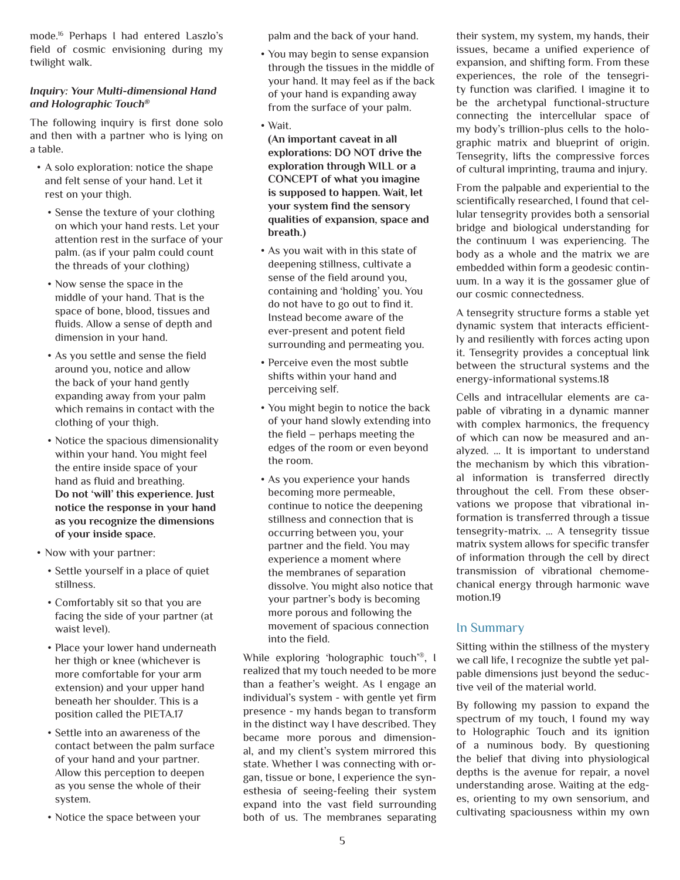mode.[16] Perhaps I had entered Laszlo's field of cosmic envisioning during my twilight walk.

***Inquiry: Your Multi-dimensional Hand and Holographic Touch®***

The following inquiry is first done solo and then with a partner who is lying on a table.

- A solo exploration: notice the shape and felt sense of your hand. Let it rest on your thigh.
  - Sense the texture of your clothing on which your hand rests. Let your attention rest in the surface of your palm. (as if your palm could count the threads of your clothing)
  - Now sense the space in the middle of your hand. That is the space of bone, blood, tissues and fluids. Allow a sense of depth and dimension in your hand.
  - As you settle and sense the field around you, notice and allow the back of your hand gently expanding away from your palm which remains in contact with the clothing of your thigh.
  - Notice the spacious dimensionality within your hand. You might feel the entire inside space of your hand as fluid and breathing. **Do not 'will' this experience. Just notice the response in your hand as you recognize the dimensions of your inside space.**
- Now with your partner:
  - Settle yourself in a place of quiet stillness.
  - Comfortably sit so that you are facing the side of your partner (at waist level).
  - Place your lower hand underneath her thigh or knee (whichever is more comfortable for your arm extension) and your upper hand beneath her shoulder. This is a position called the PIETA.[17]
  - Settle into an awareness of the contact between the palm surface of your hand and your partner. Allow this perception to deepen as you sense the whole of their system.
  - Notice the space between your palm and the back of your hand.
  - You may begin to sense expansion through the tissues in the middle of your hand. It may feel as if the back of your hand is expanding away from the surface of your palm.
  - Wait.
    **(An important caveat in all explorations: DO NOT drive the exploration through WILL or a CONCEPT of what you imagine is supposed to happen. Wait, let your system find the sensory qualities of expansion, space and breath.)**
  - As you wait with in this state of deepening stillness, cultivate a sense of the field around you, containing and 'holding' you. You do not have to go out to find it. Instead become aware of the ever-present and potent field surrounding and permeating you.
  - Perceive even the most subtle shifts within your hand and perceiving self.
  - You might begin to notice the back of your hand slowly extending into the field – perhaps meeting the edges of the room or even beyond the room.
  - As you experience your hands becoming more permeable, continue to notice the deepening stillness and connection that is occurring between you, your partner and the field. You may experience a moment where the membranes of separation dissolve. You might also notice that your partner's body is becoming more porous and following the movement of spacious connection into the field.

While exploring 'holographic touch'®, I realized that my touch needed to be more than a feather's weight. As I engage an individual's system - with gentle yet firm presence - my hands began to transform in the distinct way I have described. They became more porous and dimensional, and my client's system mirrored this state. Whether I was connecting with organ, tissue or bone, I experience the synesthesia of seeing-feeling their system expand into the vast field surrounding both of us. The membranes separating their system, my system, my hands, their issues, became a unified experience of expansion, and shifting form. From these experiences, the role of the tensegrity function was clarified. I imagine it to be the archetypal functional-structure connecting the intercellular space of my body's trillion-plus cells to the holographic matrix and blueprint of origin. Tensegrity, lifts the compressive forces of cultural imprinting, trauma and injury.

From the palpable and experiential to the scientifically researched, I found that cellular tensegrity provides both a sensorial bridge and biological understanding for the continuum I was experiencing. The body as a whole and the matrix we are embedded within form a geodesic continuum. In a way it is the gossamer glue of our cosmic connectedness.

A tensegrity structure forms a stable yet dynamic system that interacts efficiently and resiliently with forces acting upon it. Tensegrity provides a conceptual link between the structural systems and the energy-informational systems.18

Cells and intracellular elements are capable of vibrating in a dynamic manner with complex harmonics, the frequency of which can now be measured and analyzed. ... It is important to understand the mechanism by which this vibrational information is transferred directly throughout the cell. From these observations we propose that vibrational information is transferred through a tissue tensegrity-matrix. ... A tensegrity tissue matrix system allows for specific transfer of information through the cell by direct transmission of vibrational chemomechanical energy through harmonic wave motion.19

## In Summary

Sitting within the stillness of the mystery we call life, I recognize the subtle yet palpable dimensions just beyond the seductive veil of the material world.

By following my passion to expand the spectrum of my touch, I found my way to Holographic Touch and its ignition of a numinous body. By questioning the belief that diving into physiological depths is the avenue for repair, a novel understanding arose. Waiting at the edges, orienting to my own sensorium, and cultivating spaciousness within my own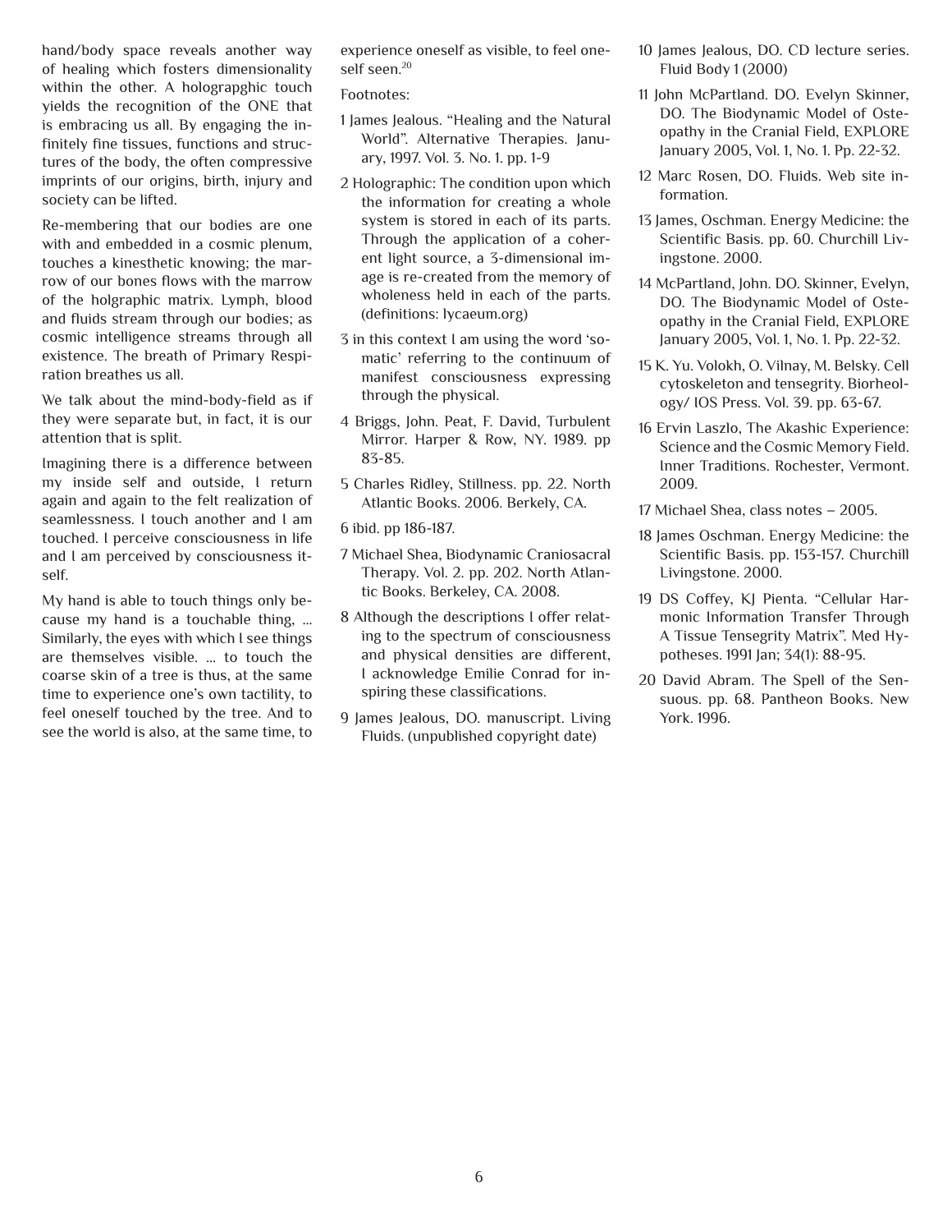hand/body space reveals another way of healing which fosters dimensionality within the other. A holograpghic touch yields the recognition of the ONE that is embracing us all. By engaging the infinitely fine tissues, functions and structures of the body, the often compressive imprints of our origins, birth, injury and society can be lifted.

Re-membering that our bodies are one with and embedded in a cosmic plenum, touches a kinesthetic knowing; the marrow of our bones flows with the marrow of the holgraphic matrix. Lymph, blood and fluids stream through our bodies; as cosmic intelligence streams through all existence. The breath of Primary Respiration breathes us all.

We talk about the mind-body-field as if they were separate but, in fact, it is our attention that is split.

Imagining there is a difference between my inside self and outside, I return again and again to the felt realization of seamlessness. I touch another and I am touched. I perceive consciousness in life and I am perceived by consciousness itself.

My hand is able to touch things only because my hand is a touchable thing, ... Similarly, the eyes with which I see things are themselves visible. ... to touch the coarse skin of a tree is thus, at the same time to experience one's own tactility, to feel oneself touched by the tree. And to see the world is also, at the same time, to experience oneself as visible, to feel oneself seen.[20]

Footnotes:

1 James Jealous. "Healing and the Natural World". Alternative Therapies. January, 1997. Vol. 3. No. 1. pp. 1-9

2 Holographic: The condition upon which the information for creating a whole system is stored in each of its parts. Through the application of a coherent light source, a 3-dimensional image is re-created from the memory of wholeness held in each of the parts. (definitions: lycaeum.org)

3 in this context I am using the word 'somatic' referring to the continuum of manifest consciousness expressing through the physical.

4 Briggs, John. Peat, F. David, Turbulent Mirror. Harper & Row, NY. 1989. pp 83-85.

5 Charles Ridley, Stillness. pp. 22. North Atlantic Books. 2006. Berkely, CA.

6 ibid. pp 186-187.

7 Michael Shea, Biodynamic Craniosacral Therapy. Vol. 2. pp. 202. North Atlantic Books. Berkeley, CA. 2008.

8 Although the descriptions I offer relating to the spectrum of consciousness and physical densities are different, I acknowledge Emilie Conrad for inspiring these classifications.

9 James Jealous, DO. manuscript. Living Fluids. (unpublished copyright date)

10 James Jealous, DO. CD lecture series. Fluid Body 1 (2000)

11 John McPartland. DO. Evelyn Skinner, DO. The Biodynamic Model of Osteopathy in the Cranial Field, EXPLORE January 2005, Vol. 1, No. 1. Pp. 22-32.

12 Marc Rosen, DO. Fluids. Web site information.

13 James, Oschman. Energy Medicine: the Scientific Basis. pp. 60. Churchill Livingstone. 2000.

14 McPartland, John. DO. Skinner, Evelyn, DO. The Biodynamic Model of Osteopathy in the Cranial Field, EXPLORE January 2005, Vol. 1, No. 1. Pp. 22-32.

15 K. Yu. Volokh, O. Vilnay, M. Belsky. Cell cytoskeleton and tensegrity. Biorheology/ IOS Press. Vol. 39. pp. 63-67.

16 Ervin Laszlo, The Akashic Experience: Science and the Cosmic Memory Field. Inner Traditions. Rochester, Vermont. 2009.

17 Michael Shea, class notes – 2005.

18 James Oschman. Energy Medicine: the Scientific Basis. pp. 153-157. Churchill Livingstone. 2000.

19 DS Coffey, KJ Pienta. "Cellular Harmonic Information Transfer Through A Tissue Tensegrity Matrix". Med Hypotheses. 1991 Jan; 34(1): 88-95.

20 David Abram. The Spell of the Sensuous. pp. 68. Pantheon Books. New York. 1996.